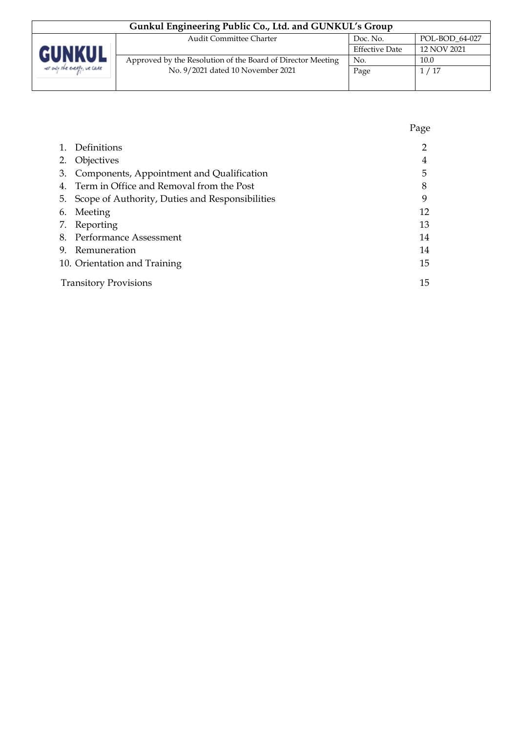| Gunkul Engineering Public Co., Ltd. and GUNKUL's Group | | | |
|---|---|---|---|
| GUNKUL | Audit Committee Charter | Doc. No. | POL-BOD_64-027 |
| | | Effective Date | 12 NOV 2021 |
| | Approved by the Resolution of the Board of Director Meeting No. 9/2021 dated 10 November 2021 | No. | 10.0 |
| | | Page | 1 / 17 |

| | Page |
|---|---|
| 1. Definitions | 2 |
| 2. Objectives | 4 |
| 3. Components, Appointment and Qualification | 5 |
| 4. Term in Office and Removal from the Post | 8 |
| 5. Scope of Authority, Duties and Responsibilities | 9 |
| 6. Meeting | 12 |
| 7. Reporting | 13 |
| 8. Performance Assessment | 14 |
| 9. Remuneration | 14 |
| 10. Orientation and Training | 15 |
| Transitory Provisions | 15 |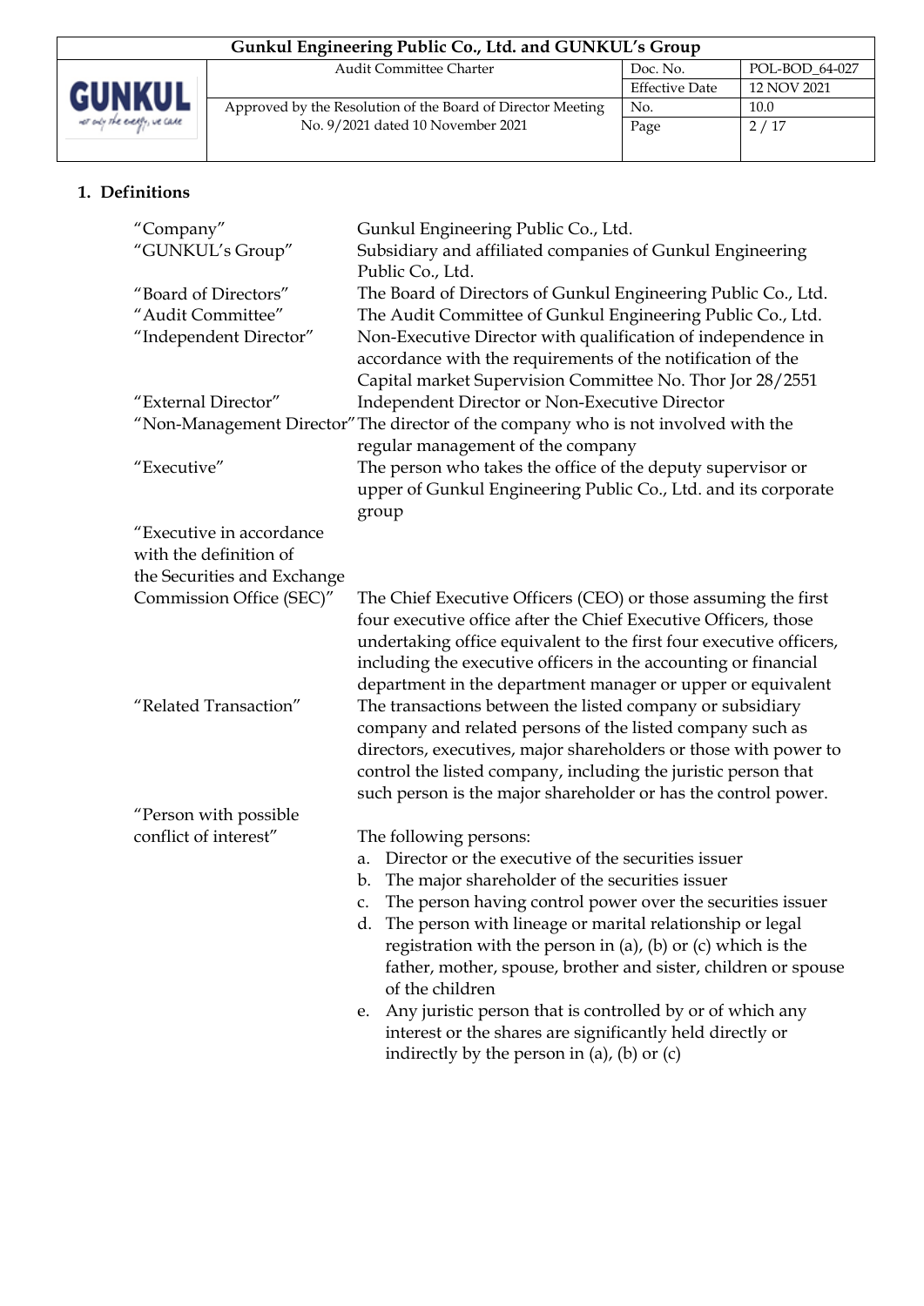## 1. Definitions

| | |
|---|---|
| "Company" | Gunkul Engineering Public Co., Ltd. |
| "GUNKUL's Group" | Subsidiary and affiliated companies of Gunkul Engineering Public Co., Ltd. |
| "Board of Directors" | The Board of Directors of Gunkul Engineering Public Co., Ltd. |
| "Audit Committee" | The Audit Committee of Gunkul Engineering Public Co., Ltd. |
| "Independent Director" | Non-Executive Director with qualification of independence in accordance with the requirements of the notification of the Capital market Supervision Committee No. Thor Jor 28/2551 |
| "External Director" | Independent Director or Non-Executive Director |
| "Non-Management Director" | The director of the company who is not involved with the regular management of the company |
| "Executive" | The person who takes the office of the deputy supervisor or upper of Gunkul Engineering Public Co., Ltd. and its corporate group |
| "Executive in accordance with the definition of the Securities and Exchange Commission Office (SEC)" | The Chief Executive Officers (CEO) or those assuming the first four executive office after the Chief Executive Officers, those undertaking office equivalent to the first four executive officers, including the executive officers in the accounting or financial department in the department manager or upper or equivalent |
| "Related Transaction" | The transactions between the listed company or subsidiary company and related persons of the listed company such as directors, executives, major shareholders or those with power to control the listed company, including the juristic person that such person is the major shareholder or has the control power. |
| "Person with possible conflict of interest" | The following persons:<br>a. Director or the executive of the securities issuer<br>b. The major shareholder of the securities issuer<br>c. The person having control power over the securities issuer<br>d. The person with lineage or marital relationship or legal registration with the person in (a), (b) or (c) which is the father, mother, spouse, brother and sister, children or spouse of the children<br>e. Any juristic person that is controlled by or of which any interest or the shares are significantly held directly or indirectly by the person in (a), (b) or (c) |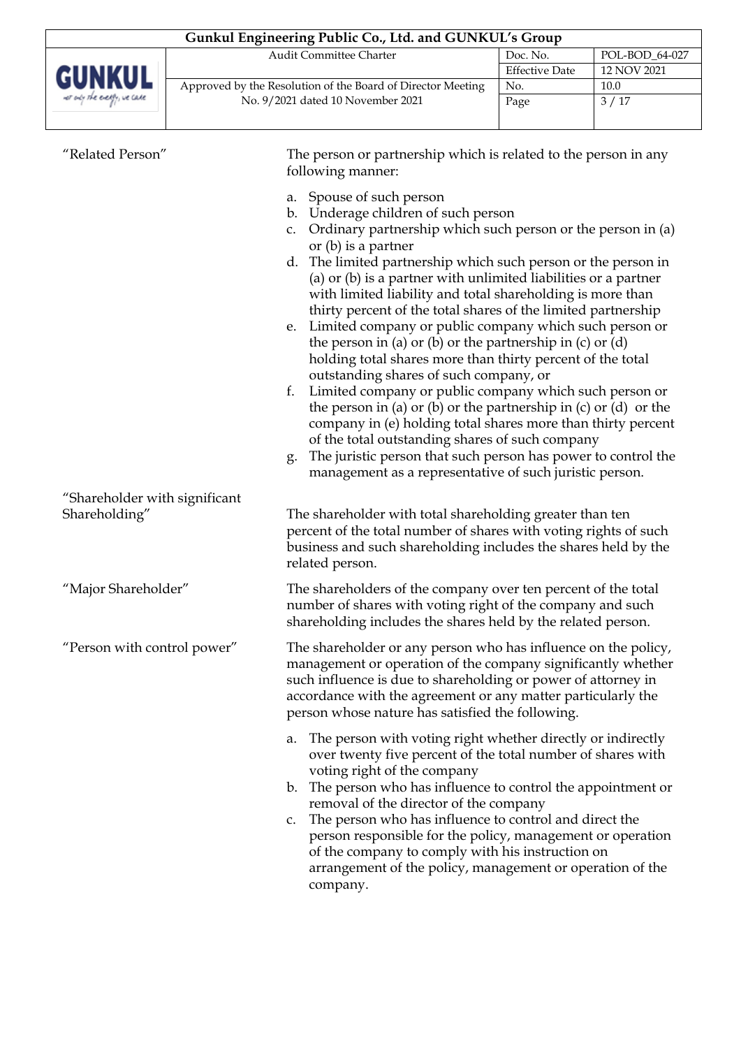"Related Person"

The person or partnership which is related to the person in any following manner:

a. Spouse of such person
b. Underage children of such person
c. Ordinary partnership which such person or the person in (a) or (b) is a partner
d. The limited partnership which such person or the person in (a) or (b) is a partner with unlimited liabilities or a partner with limited liability and total shareholding is more than thirty percent of the total shares of the limited partnership
e. Limited company or public company which such person or the person in (a) or (b) or the partnership in (c) or (d) holding total shares more than thirty percent of the total outstanding shares of such company, or
f. Limited company or public company which such person or the person in (a) or (b) or the partnership in (c) or (d) or the company in (e) holding total shares more than thirty percent of the total outstanding shares of such company
g. The juristic person that such person has power to control the management as a representative of such juristic person.

"Shareholder with significant Shareholding"

The shareholder with total shareholding greater than ten percent of the total number of shares with voting rights of such business and such shareholding includes the shares held by the related person.

"Major Shareholder"

The shareholders of the company over ten percent of the total number of shares with voting right of the company and such shareholding includes the shares held by the related person.

"Person with control power"

The shareholder or any person who has influence on the policy, management or operation of the company significantly whether such influence is due to shareholding or power of attorney in accordance with the agreement or any matter particularly the person whose nature has satisfied the following.

a. The person with voting right whether directly or indirectly over twenty five percent of the total number of shares with voting right of the company
b. The person who has influence to control the appointment or removal of the director of the company
c. The person who has influence to control and direct the person responsible for the policy, management or operation of the company to comply with his instruction on arrangement of the policy, management or operation of the company.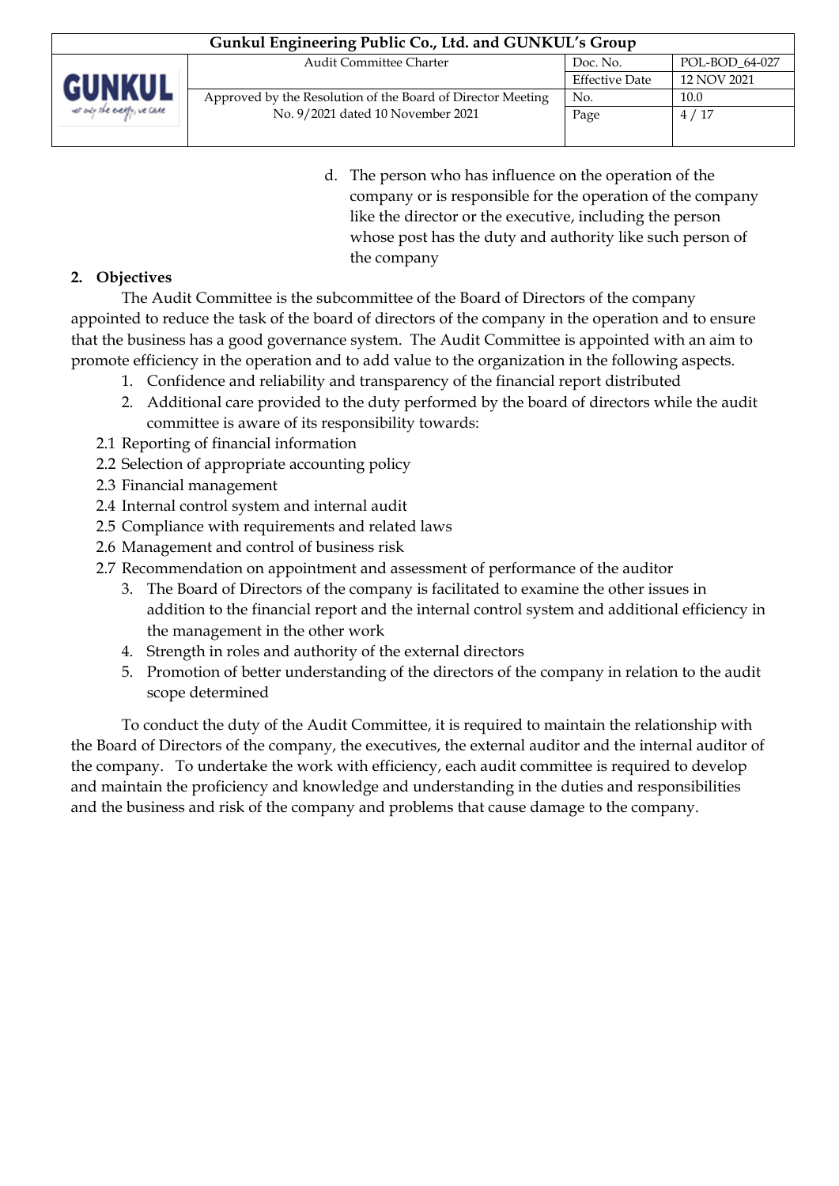d. The person who has influence on the operation of the company or is responsible for the operation of the company like the director or the executive, including the person whose post has the duty and authority like such person of the company

**2. Objectives**

The Audit Committee is the subcommittee of the Board of Directors of the company appointed to reduce the task of the board of directors of the company in the operation and to ensure that the business has a good governance system. The Audit Committee is appointed with an aim to promote efficiency in the operation and to add value to the organization in the following aspects.

1. Confidence and reliability and transparency of the financial report distributed
2. Additional care provided to the duty performed by the board of directors while the audit committee is aware of its responsibility towards:

2.1 Reporting of financial information
2.2 Selection of appropriate accounting policy
2.3 Financial management
2.4 Internal control system and internal audit
2.5 Compliance with requirements and related laws
2.6 Management and control of business risk
2.7 Recommendation on appointment and assessment of performance of the auditor

3. The Board of Directors of the company is facilitated to examine the other issues in addition to the financial report and the internal control system and additional efficiency in the management in the other work
4. Strength in roles and authority of the external directors
5. Promotion of better understanding of the directors of the company in relation to the audit scope determined

To conduct the duty of the Audit Committee, it is required to maintain the relationship with the Board of Directors of the company, the executives, the external auditor and the internal auditor of the company. To undertake the work with efficiency, each audit committee is required to develop and maintain the proficiency and knowledge and understanding in the duties and responsibilities and the business and risk of the company and problems that cause damage to the company.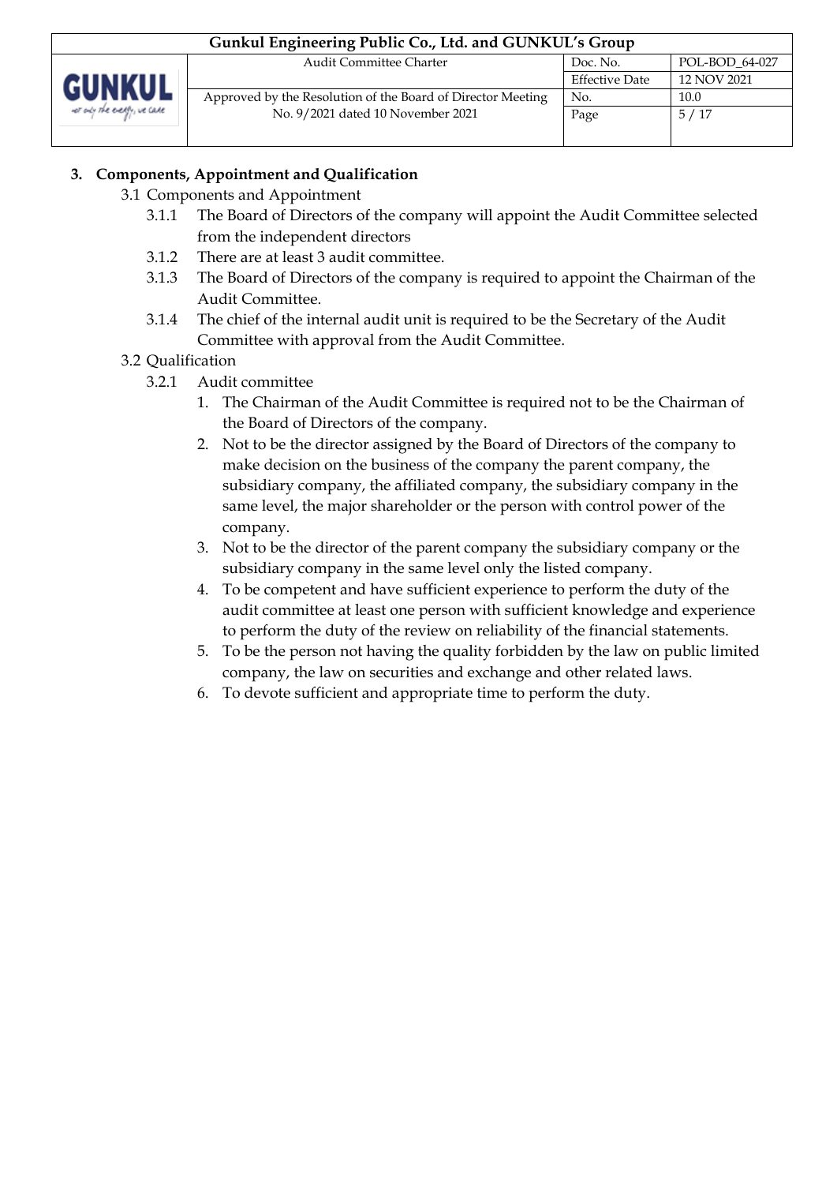## 3. Components, Appointment and Qualification

3.1 Components and Appointment

- 3.1.1 The Board of Directors of the company will appoint the Audit Committee selected from the independent directors
- 3.1.2 There are at least 3 audit committee.
- 3.1.3 The Board of Directors of the company is required to appoint the Chairman of the Audit Committee.
- 3.1.4 The chief of the internal audit unit is required to be the Secretary of the Audit Committee with approval from the Audit Committee.

3.2 Qualification

- 3.2.1 Audit committee
  1. The Chairman of the Audit Committee is required not to be the Chairman of the Board of Directors of the company.
  2. Not to be the director assigned by the Board of Directors of the company to make decision on the business of the company the parent company, the subsidiary company, the affiliated company, the subsidiary company in the same level, the major shareholder or the person with control power of the company.
  3. Not to be the director of the parent company the subsidiary company or the subsidiary company in the same level only the listed company.
  4. To be competent and have sufficient experience to perform the duty of the audit committee at least one person with sufficient knowledge and experience to perform the duty of the review on reliability of the financial statements.
  5. To be the person not having the quality forbidden by the law on public limited company, the law on securities and exchange and other related laws.
  6. To devote sufficient and appropriate time to perform the duty.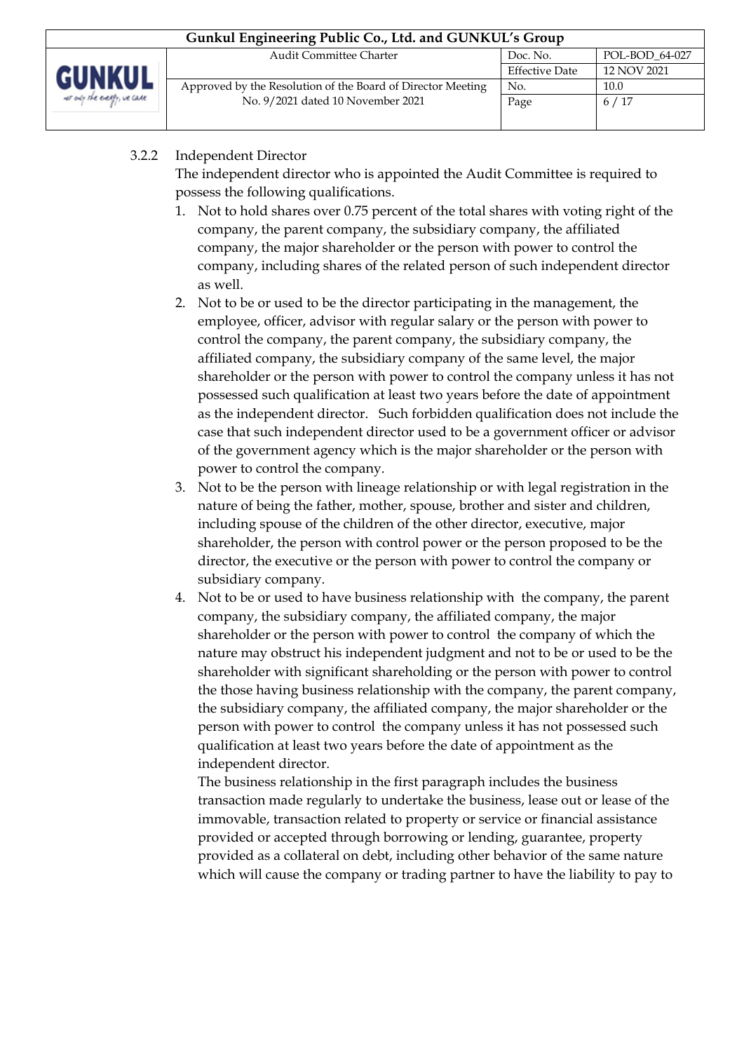3.2.2 Independent Director

The independent director who is appointed the Audit Committee is required to possess the following qualifications.

1. Not to hold shares over 0.75 percent of the total shares with voting right of the company, the parent company, the subsidiary company, the affiliated company, the major shareholder or the person with power to control the company, including shares of the related person of such independent director as well.
2. Not to be or used to be the director participating in the management, the employee, officer, advisor with regular salary or the person with power to control the company, the parent company, the subsidiary company, the affiliated company, the subsidiary company of the same level, the major shareholder or the person with power to control the company unless it has not possessed such qualification at least two years before the date of appointment as the independent director. Such forbidden qualification does not include the case that such independent director used to be a government officer or advisor of the government agency which is the major shareholder or the person with power to control the company.
3. Not to be the person with lineage relationship or with legal registration in the nature of being the father, mother, spouse, brother and sister and children, including spouse of the children of the other director, executive, major shareholder, the person with control power or the person proposed to be the director, the executive or the person with power to control the company or subsidiary company.
4. Not to be or used to have business relationship with the company, the parent company, the subsidiary company, the affiliated company, the major shareholder or the person with power to control the company of which the nature may obstruct his independent judgment and not to be or used to be the shareholder with significant shareholding or the person with power to control the those having business relationship with the company, the parent company, the subsidiary company, the affiliated company, the major shareholder or the person with power to control the company unless it has not possessed such qualification at least two years before the date of appointment as the independent director.

   The business relationship in the first paragraph includes the business transaction made regularly to undertake the business, lease out or lease of the immovable, transaction related to property or service or financial assistance provided or accepted through borrowing or lending, guarantee, property provided as a collateral on debt, including other behavior of the same nature which will cause the company or trading partner to have the liability to pay to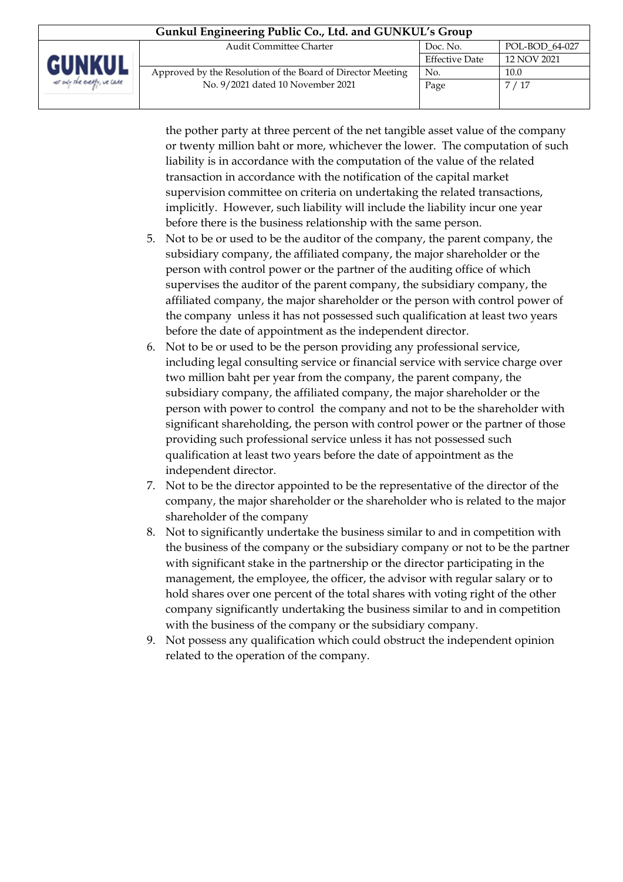the pother party at three percent of the net tangible asset value of the company or twenty million baht or more, whichever the lower. The computation of such liability is in accordance with the computation of the value of the related transaction in accordance with the notification of the capital market supervision committee on criteria on undertaking the related transactions, implicitly. However, such liability will include the liability incur one year before there is the business relationship with the same person.

5. Not to be or used to be the auditor of the company, the parent company, the subsidiary company, the affiliated company, the major shareholder or the person with control power or the partner of the auditing office of which supervises the auditor of the parent company, the subsidiary company, the affiliated company, the major shareholder or the person with control power of the company unless it has not possessed such qualification at least two years before the date of appointment as the independent director.
6. Not to be or used to be the person providing any professional service, including legal consulting service or financial service with service charge over two million baht per year from the company, the parent company, the subsidiary company, the affiliated company, the major shareholder or the person with power to control the company and not to be the shareholder with significant shareholding, the person with control power or the partner of those providing such professional service unless it has not possessed such qualification at least two years before the date of appointment as the independent director.
7. Not to be the director appointed to be the representative of the director of the company, the major shareholder or the shareholder who is related to the major shareholder of the company
8. Not to significantly undertake the business similar to and in competition with the business of the company or the subsidiary company or not to be the partner with significant stake in the partnership or the director participating in the management, the employee, the officer, the advisor with regular salary or to hold shares over one percent of the total shares with voting right of the other company significantly undertaking the business similar to and in competition with the business of the company or the subsidiary company.
9. Not possess any qualification which could obstruct the independent opinion related to the operation of the company.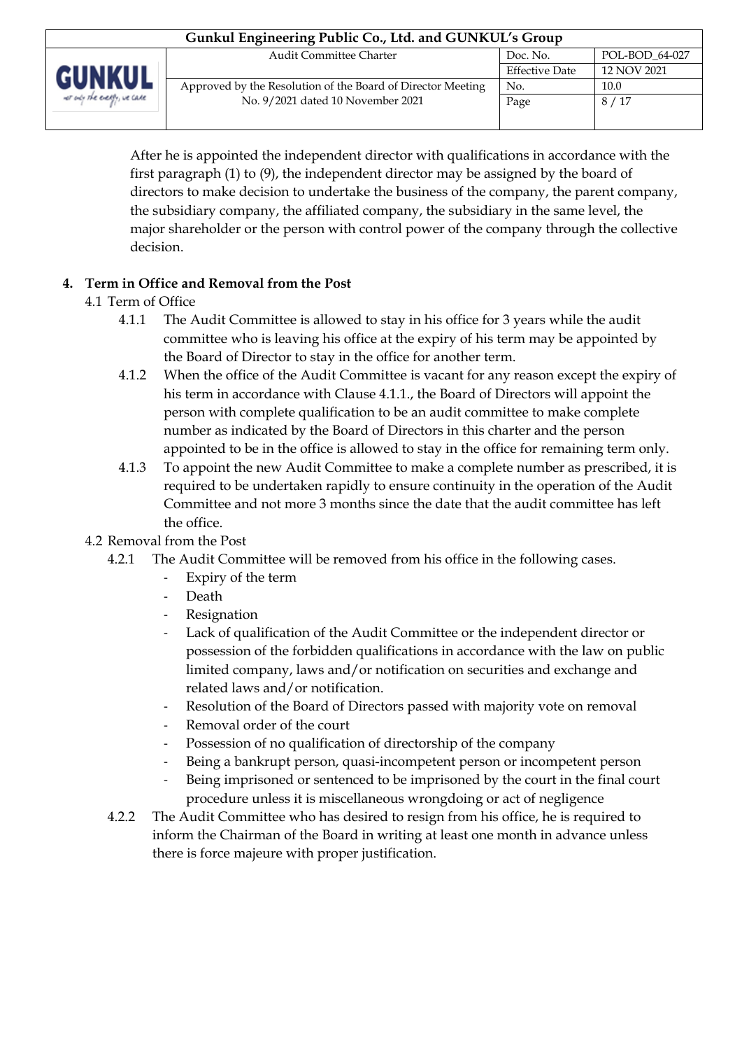After he is appointed the independent director with qualifications in accordance with the first paragraph (1) to (9), the independent director may be assigned by the board of directors to make decision to undertake the business of the company, the parent company, the subsidiary company, the affiliated company, the subsidiary in the same level, the major shareholder or the person with control power of the company through the collective decision.

## 4. Term in Office and Removal from the Post

4.1 Term of Office

- 4.1.1 The Audit Committee is allowed to stay in his office for 3 years while the audit committee who is leaving his office at the expiry of his term may be appointed by the Board of Director to stay in the office for another term.
- 4.1.2 When the office of the Audit Committee is vacant for any reason except the expiry of his term in accordance with Clause 4.1.1., the Board of Directors will appoint the person with complete qualification to be an audit committee to make complete number as indicated by the Board of Directors in this charter and the person appointed to be in the office is allowed to stay in the office for remaining term only.
- 4.1.3 To appoint the new Audit Committee to make a complete number as prescribed, it is required to be undertaken rapidly to ensure continuity in the operation of the Audit Committee and not more 3 months since the date that the audit committee has left the office.

4.2 Removal from the Post

- 4.2.1 The Audit Committee will be removed from his office in the following cases.
  - Expiry of the term
  - Death
  - Resignation
  - Lack of qualification of the Audit Committee or the independent director or possession of the forbidden qualifications in accordance with the law on public limited company, laws and/or notification on securities and exchange and related laws and/or notification.
  - Resolution of the Board of Directors passed with majority vote on removal
  - Removal order of the court
  - Possession of no qualification of directorship of the company
  - Being a bankrupt person, quasi-incompetent person or incompetent person
  - Being imprisoned or sentenced to be imprisoned by the court in the final court procedure unless it is miscellaneous wrongdoing or act of negligence
- 4.2.2 The Audit Committee who has desired to resign from his office, he is required to inform the Chairman of the Board in writing at least one month in advance unless there is force majeure with proper justification.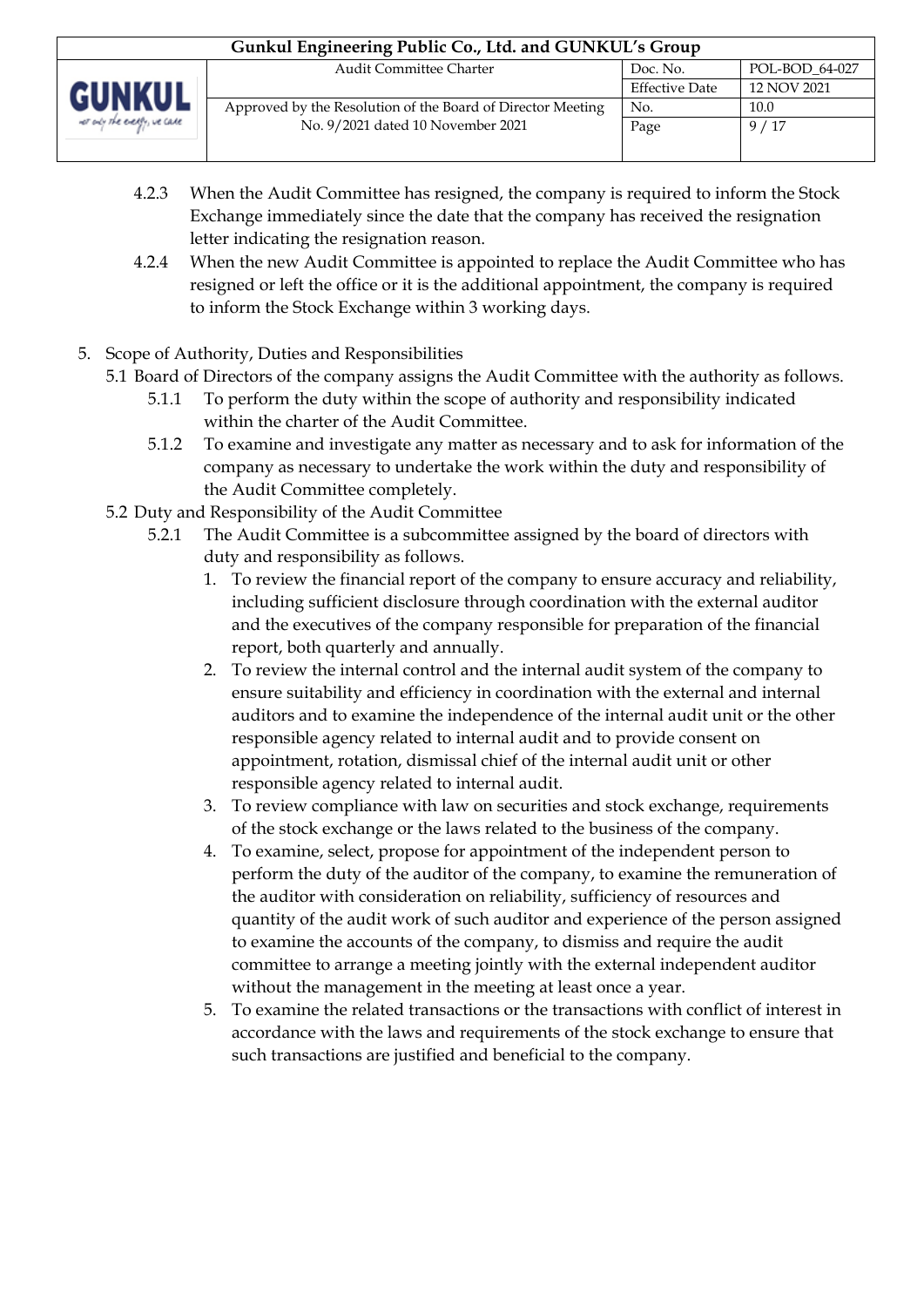4.2.3 When the Audit Committee has resigned, the company is required to inform the Stock Exchange immediately since the date that the company has received the resignation letter indicating the resignation reason.

4.2.4 When the new Audit Committee is appointed to replace the Audit Committee who has resigned or left the office or it is the additional appointment, the company is required to inform the Stock Exchange within 3 working days.

5. Scope of Authority, Duties and Responsibilities

5.1 Board of Directors of the company assigns the Audit Committee with the authority as follows.

5.1.1 To perform the duty within the scope of authority and responsibility indicated within the charter of the Audit Committee.

5.1.2 To examine and investigate any matter as necessary and to ask for information of the company as necessary to undertake the work within the duty and responsibility of the Audit Committee completely.

5.2 Duty and Responsibility of the Audit Committee

5.2.1 The Audit Committee is a subcommittee assigned by the board of directors with duty and responsibility as follows.

1. To review the financial report of the company to ensure accuracy and reliability, including sufficient disclosure through coordination with the external auditor and the executives of the company responsible for preparation of the financial report, both quarterly and annually.
2. To review the internal control and the internal audit system of the company to ensure suitability and efficiency in coordination with the external and internal auditors and to examine the independence of the internal audit unit or the other responsible agency related to internal audit and to provide consent on appointment, rotation, dismissal chief of the internal audit unit or other responsible agency related to internal audit.
3. To review compliance with law on securities and stock exchange, requirements of the stock exchange or the laws related to the business of the company.
4. To examine, select, propose for appointment of the independent person to perform the duty of the auditor of the company, to examine the remuneration of the auditor with consideration on reliability, sufficiency of resources and quantity of the audit work of such auditor and experience of the person assigned to examine the accounts of the company, to dismiss and require the audit committee to arrange a meeting jointly with the external independent auditor without the management in the meeting at least once a year.
5. To examine the related transactions or the transactions with conflict of interest in accordance with the laws and requirements of the stock exchange to ensure that such transactions are justified and beneficial to the company.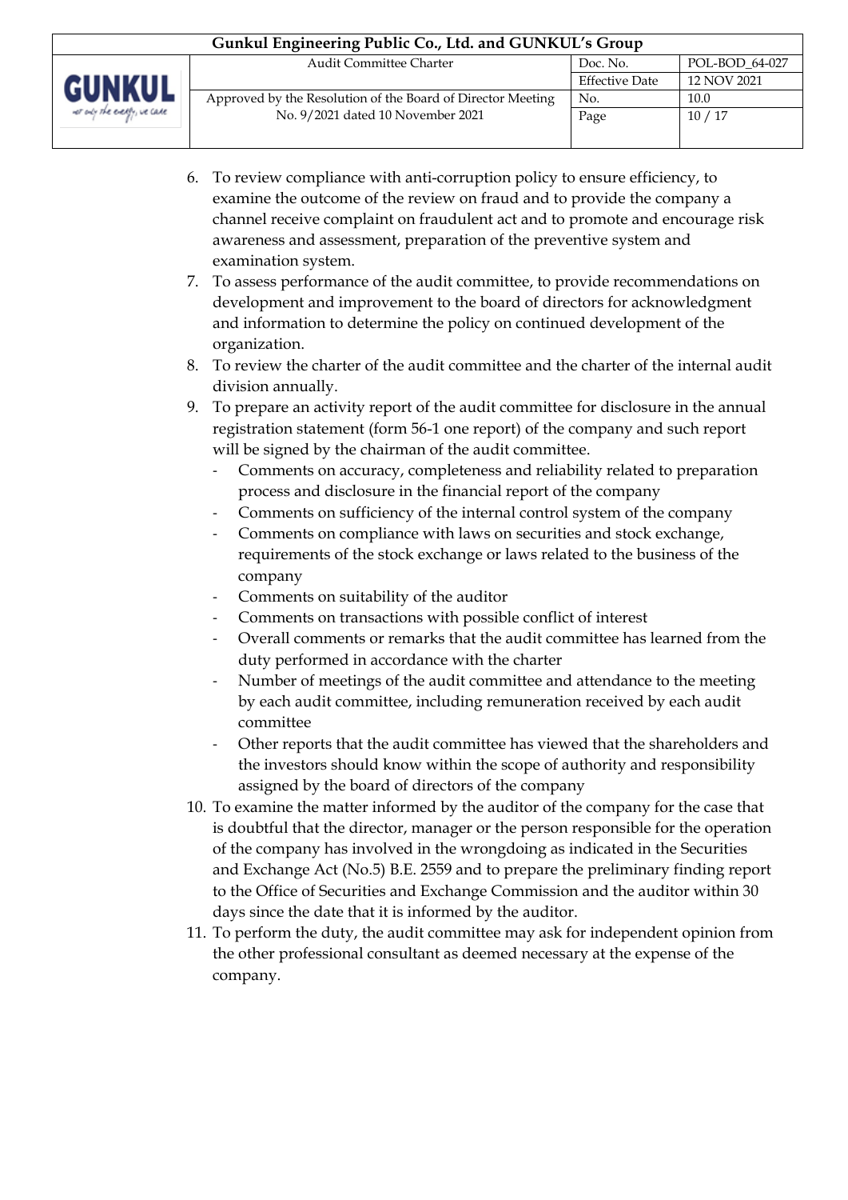6. To review compliance with anti-corruption policy to ensure efficiency, to examine the outcome of the review on fraud and to provide the company a channel receive complaint on fraudulent act and to promote and encourage risk awareness and assessment, preparation of the preventive system and examination system.
7. To assess performance of the audit committee, to provide recommendations on development and improvement to the board of directors for acknowledgment and information to determine the policy on continued development of the organization.
8. To review the charter of the audit committee and the charter of the internal audit division annually.
9. To prepare an activity report of the audit committee for disclosure in the annual registration statement (form 56-1 one report) of the company and such report will be signed by the chairman of the audit committee.
   - Comments on accuracy, completeness and reliability related to preparation process and disclosure in the financial report of the company
   - Comments on sufficiency of the internal control system of the company
   - Comments on compliance with laws on securities and stock exchange, requirements of the stock exchange or laws related to the business of the company
   - Comments on suitability of the auditor
   - Comments on transactions with possible conflict of interest
   - Overall comments or remarks that the audit committee has learned from the duty performed in accordance with the charter
   - Number of meetings of the audit committee and attendance to the meeting by each audit committee, including remuneration received by each audit committee
   - Other reports that the audit committee has viewed that the shareholders and the investors should know within the scope of authority and responsibility assigned by the board of directors of the company
10. To examine the matter informed by the auditor of the company for the case that is doubtful that the director, manager or the person responsible for the operation of the company has involved in the wrongdoing as indicated in the Securities and Exchange Act (No.5) B.E. 2559 and to prepare the preliminary finding report to the Office of Securities and Exchange Commission and the auditor within 30 days since the date that it is informed by the auditor.
11. To perform the duty, the audit committee may ask for independent opinion from the other professional consultant as deemed necessary at the expense of the company.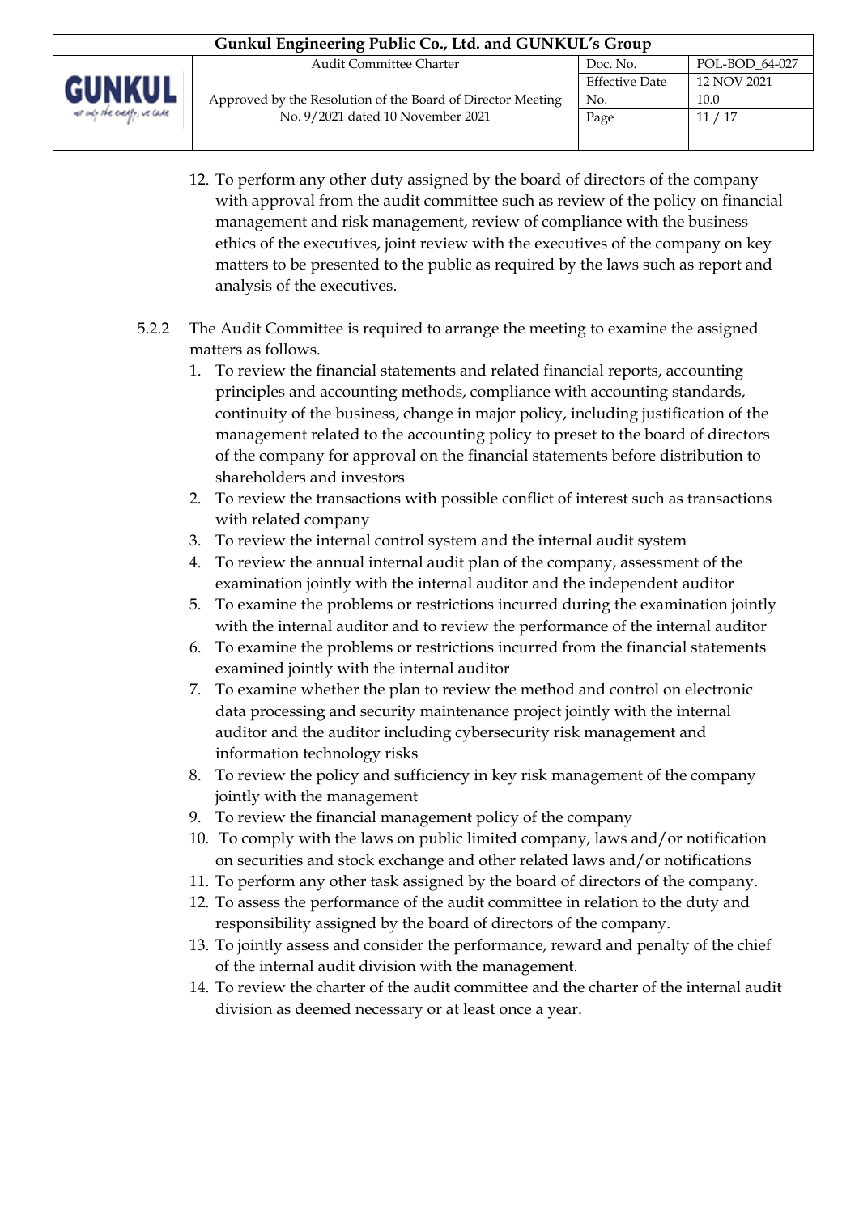12. To perform any other duty assigned by the board of directors of the company with approval from the audit committee such as review of the policy on financial management and risk management, review of compliance with the business ethics of the executives, joint review with the executives of the company on key matters to be presented to the public as required by the laws such as report and analysis of the executives.

5.2.2 The Audit Committee is required to arrange the meeting to examine the assigned matters as follows.

1. To review the financial statements and related financial reports, accounting principles and accounting methods, compliance with accounting standards, continuity of the business, change in major policy, including justification of the management related to the accounting policy to preset to the board of directors of the company for approval on the financial statements before distribution to shareholders and investors
2. To review the transactions with possible conflict of interest such as transactions with related company
3. To review the internal control system and the internal audit system
4. To review the annual internal audit plan of the company, assessment of the examination jointly with the internal auditor and the independent auditor
5. To examine the problems or restrictions incurred during the examination jointly with the internal auditor and to review the performance of the internal auditor
6. To examine the problems or restrictions incurred from the financial statements examined jointly with the internal auditor
7. To examine whether the plan to review the method and control on electronic data processing and security maintenance project jointly with the internal auditor and the auditor including cybersecurity risk management and information technology risks
8. To review the policy and sufficiency in key risk management of the company jointly with the management
9. To review the financial management policy of the company
10. To comply with the laws on public limited company, laws and/or notification on securities and stock exchange and other related laws and/or notifications
11. To perform any other task assigned by the board of directors of the company.
12. To assess the performance of the audit committee in relation to the duty and responsibility assigned by the board of directors of the company.
13. To jointly assess and consider the performance, reward and penalty of the chief of the internal audit division with the management.
14. To review the charter of the audit committee and the charter of the internal audit division as deemed necessary or at least once a year.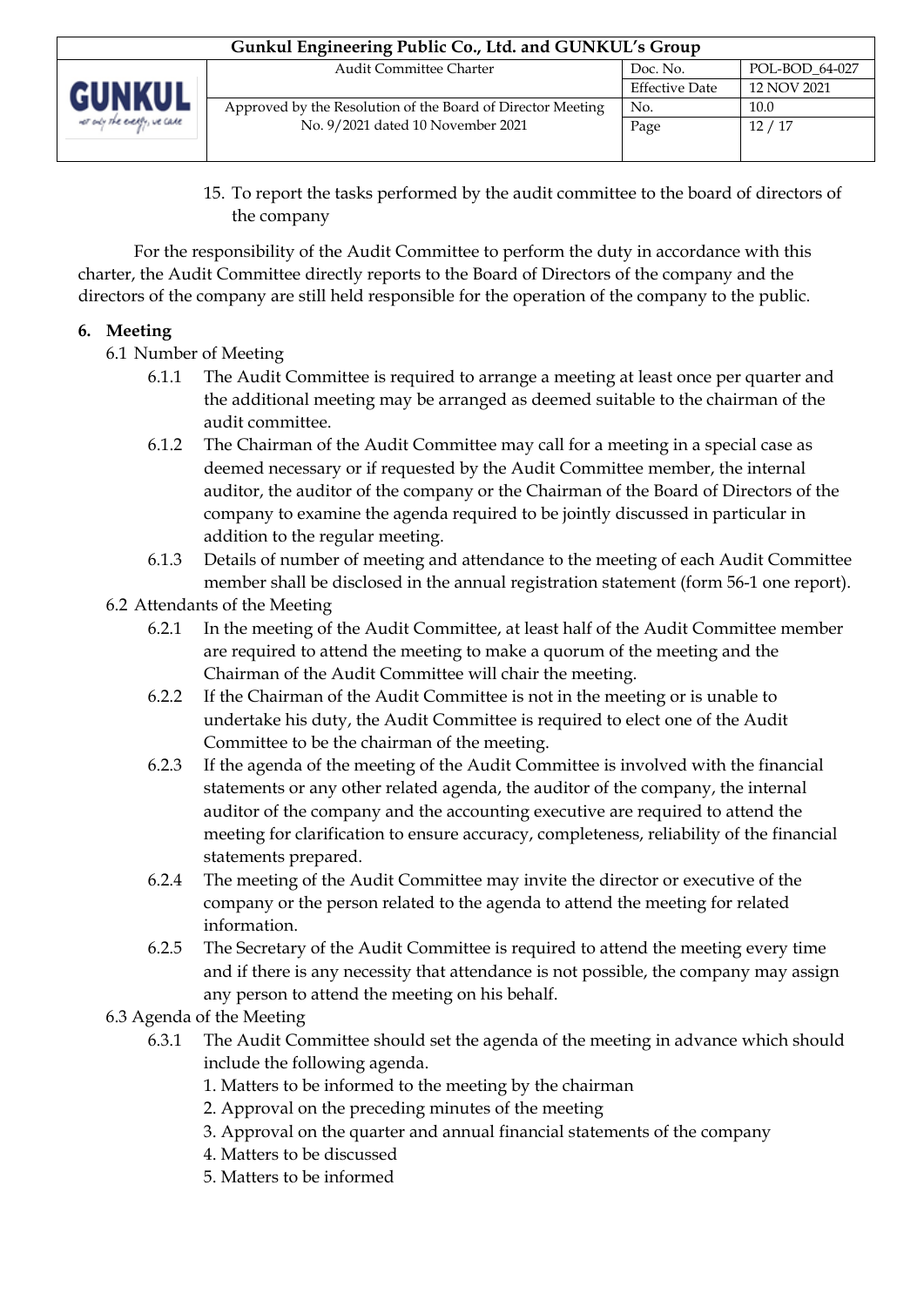15. To report the tasks performed by the audit committee to the board of directors of the company

For the responsibility of the Audit Committee to perform the duty in accordance with this charter, the Audit Committee directly reports to the Board of Directors of the company and the directors of the company are still held responsible for the operation of the company to the public.

## 6. Meeting

6.1 Number of Meeting

- 6.1.1 The Audit Committee is required to arrange a meeting at least once per quarter and the additional meeting may be arranged as deemed suitable to the chairman of the audit committee.
- 6.1.2 The Chairman of the Audit Committee may call for a meeting in a special case as deemed necessary or if requested by the Audit Committee member, the internal auditor, the auditor of the company or the Chairman of the Board of Directors of the company to examine the agenda required to be jointly discussed in particular in addition to the regular meeting.
- 6.1.3 Details of number of meeting and attendance to the meeting of each Audit Committee member shall be disclosed in the annual registration statement (form 56-1 one report).

6.2 Attendants of the Meeting

- 6.2.1 In the meeting of the Audit Committee, at least half of the Audit Committee member are required to attend the meeting to make a quorum of the meeting and the Chairman of the Audit Committee will chair the meeting.
- 6.2.2 If the Chairman of the Audit Committee is not in the meeting or is unable to undertake his duty, the Audit Committee is required to elect one of the Audit Committee to be the chairman of the meeting.
- 6.2.3 If the agenda of the meeting of the Audit Committee is involved with the financial statements or any other related agenda, the auditor of the company, the internal auditor of the company and the accounting executive are required to attend the meeting for clarification to ensure accuracy, completeness, reliability of the financial statements prepared.
- 6.2.4 The meeting of the Audit Committee may invite the director or executive of the company or the person related to the agenda to attend the meeting for related information.
- 6.2.5 The Secretary of the Audit Committee is required to attend the meeting every time and if there is any necessity that attendance is not possible, the company may assign any person to attend the meeting on his behalf.

6.3 Agenda of the Meeting

- 6.3.1 The Audit Committee should set the agenda of the meeting in advance which should include the following agenda.
  1. Matters to be informed to the meeting by the chairman
  2. Approval on the preceding minutes of the meeting
  3. Approval on the quarter and annual financial statements of the company
  4. Matters to be discussed
  5. Matters to be informed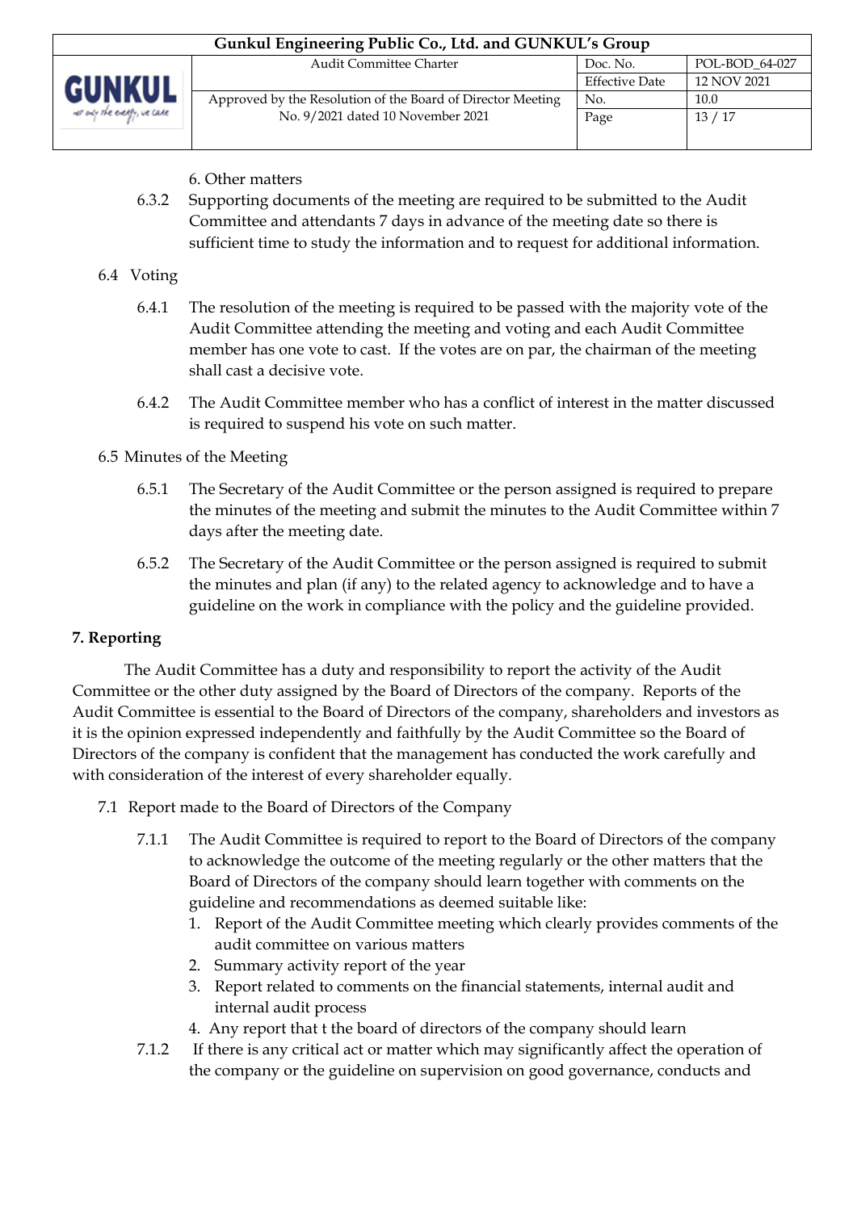6. Other matters

6.3.2 Supporting documents of the meeting are required to be submitted to the Audit Committee and attendants 7 days in advance of the meeting date so there is sufficient time to study the information and to request for additional information.

6.4 Voting

6.4.1 The resolution of the meeting is required to be passed with the majority vote of the Audit Committee attending the meeting and voting and each Audit Committee member has one vote to cast. If the votes are on par, the chairman of the meeting shall cast a decisive vote.

6.4.2 The Audit Committee member who has a conflict of interest in the matter discussed is required to suspend his vote on such matter.

6.5 Minutes of the Meeting

6.5.1 The Secretary of the Audit Committee or the person assigned is required to prepare the minutes of the meeting and submit the minutes to the Audit Committee within 7 days after the meeting date.

6.5.2 The Secretary of the Audit Committee or the person assigned is required to submit the minutes and plan (if any) to the related agency to acknowledge and to have a guideline on the work in compliance with the policy and the guideline provided.

**7. Reporting**

The Audit Committee has a duty and responsibility to report the activity of the Audit Committee or the other duty assigned by the Board of Directors of the company. Reports of the Audit Committee is essential to the Board of Directors of the company, shareholders and investors as it is the opinion expressed independently and faithfully by the Audit Committee so the Board of Directors of the company is confident that the management has conducted the work carefully and with consideration of the interest of every shareholder equally.

7.1 Report made to the Board of Directors of the Company

7.1.1 The Audit Committee is required to report to the Board of Directors of the company to acknowledge the outcome of the meeting regularly or the other matters that the Board of Directors of the company should learn together with comments on the guideline and recommendations as deemed suitable like:

1. Report of the Audit Committee meeting which clearly provides comments of the audit committee on various matters
2. Summary activity report of the year
3. Report related to comments on the financial statements, internal audit and internal audit process
4. Any report that t the board of directors of the company should learn

7.1.2 If there is any critical act or matter which may significantly affect the operation of the company or the guideline on supervision on good governance, conducts and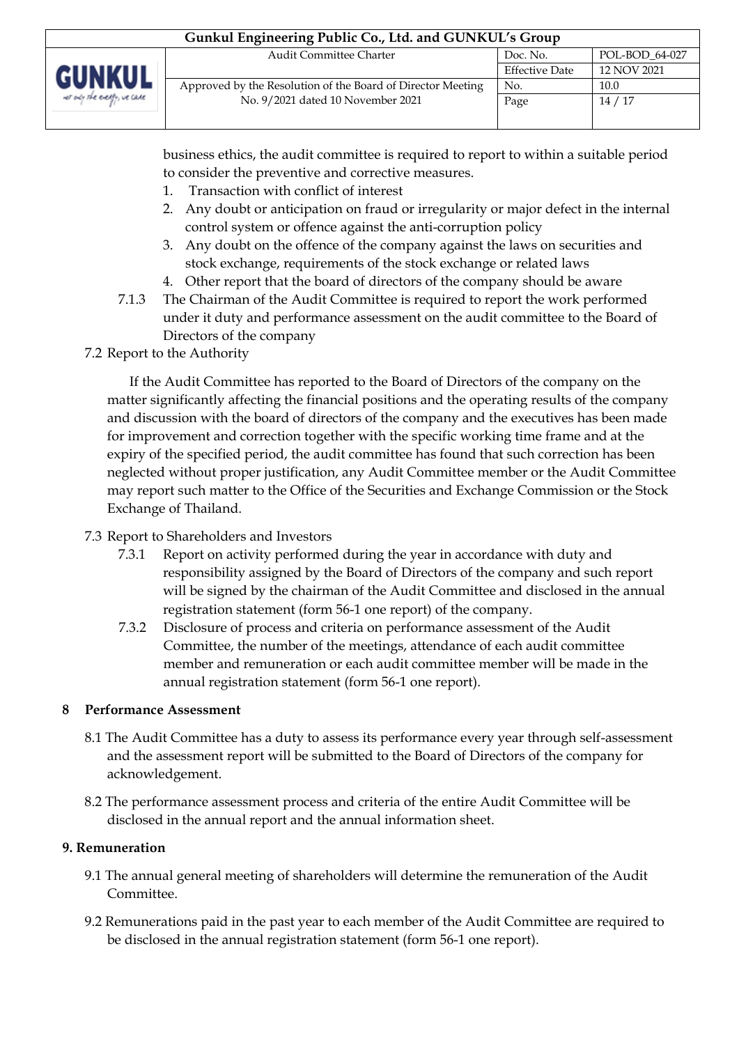business ethics, the audit committee is required to report to within a suitable period to consider the preventive and corrective measures.

1. Transaction with conflict of interest
2. Any doubt or anticipation on fraud or irregularity or major defect in the internal control system or offence against the anti-corruption policy
3. Any doubt on the offence of the company against the laws on securities and stock exchange, requirements of the stock exchange or related laws
4. Other report that the board of directors of the company should be aware

7.1.3 The Chairman of the Audit Committee is required to report the work performed under it duty and performance assessment on the audit committee to the Board of Directors of the company

7.2 Report to the Authority

If the Audit Committee has reported to the Board of Directors of the company on the matter significantly affecting the financial positions and the operating results of the company and discussion with the board of directors of the company and the executives has been made for improvement and correction together with the specific working time frame and at the expiry of the specified period, the audit committee has found that such correction has been neglected without proper justification, any Audit Committee member or the Audit Committee may report such matter to the Office of the Securities and Exchange Commission or the Stock Exchange of Thailand.

7.3 Report to Shareholders and Investors

7.3.1 Report on activity performed during the year in accordance with duty and responsibility assigned by the Board of Directors of the company and such report will be signed by the chairman of the Audit Committee and disclosed in the annual registration statement (form 56-1 one report) of the company.

7.3.2 Disclosure of process and criteria on performance assessment of the Audit Committee, the number of the meetings, attendance of each audit committee member and remuneration or each audit committee member will be made in the annual registration statement (form 56-1 one report).

## 8 Performance Assessment

8.1 The Audit Committee has a duty to assess its performance every year through self-assessment and the assessment report will be submitted to the Board of Directors of the company for acknowledgement.

8.2 The performance assessment process and criteria of the entire Audit Committee will be disclosed in the annual report and the annual information sheet.

## 9. Remuneration

9.1 The annual general meeting of shareholders will determine the remuneration of the Audit Committee.

9.2 Remunerations paid in the past year to each member of the Audit Committee are required to be disclosed in the annual registration statement (form 56-1 one report).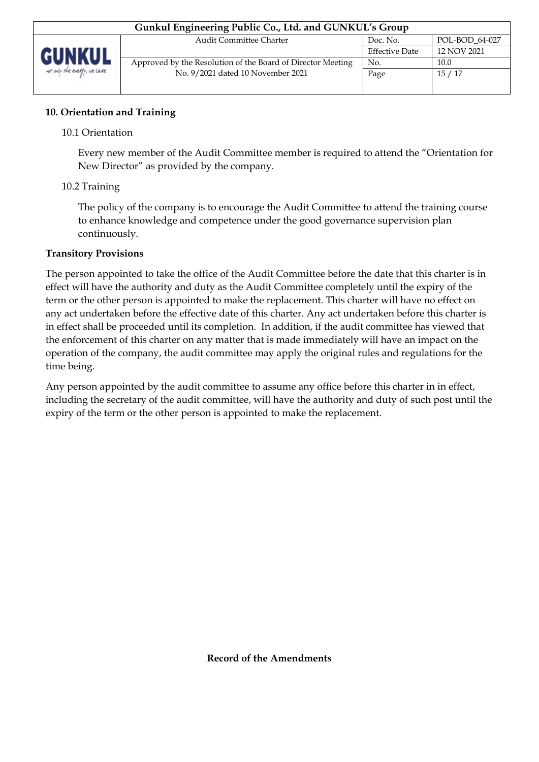**10. Orientation and Training**

10.1 Orientation

Every new member of the Audit Committee member is required to attend the "Orientation for New Director" as provided by the company.

10.2 Training

The policy of the company is to encourage the Audit Committee to attend the training course to enhance knowledge and competence under the good governance supervision plan continuously.

**Transitory Provisions**

The person appointed to take the office of the Audit Committee before the date that this charter is in effect will have the authority and duty as the Audit Committee completely until the expiry of the term or the other person is appointed to make the replacement. This charter will have no effect on any act undertaken before the effective date of this charter. Any act undertaken before this charter is in effect shall be proceeded until its completion. In addition, if the audit committee has viewed that the enforcement of this charter on any matter that is made immediately will have an impact on the operation of the company, the audit committee may apply the original rules and regulations for the time being.

Any person appointed by the audit committee to assume any office before this charter in in effect, including the secretary of the audit committee, will have the authority and duty of such post until the expiry of the term or the other person is appointed to make the replacement.

**Record of the Amendments**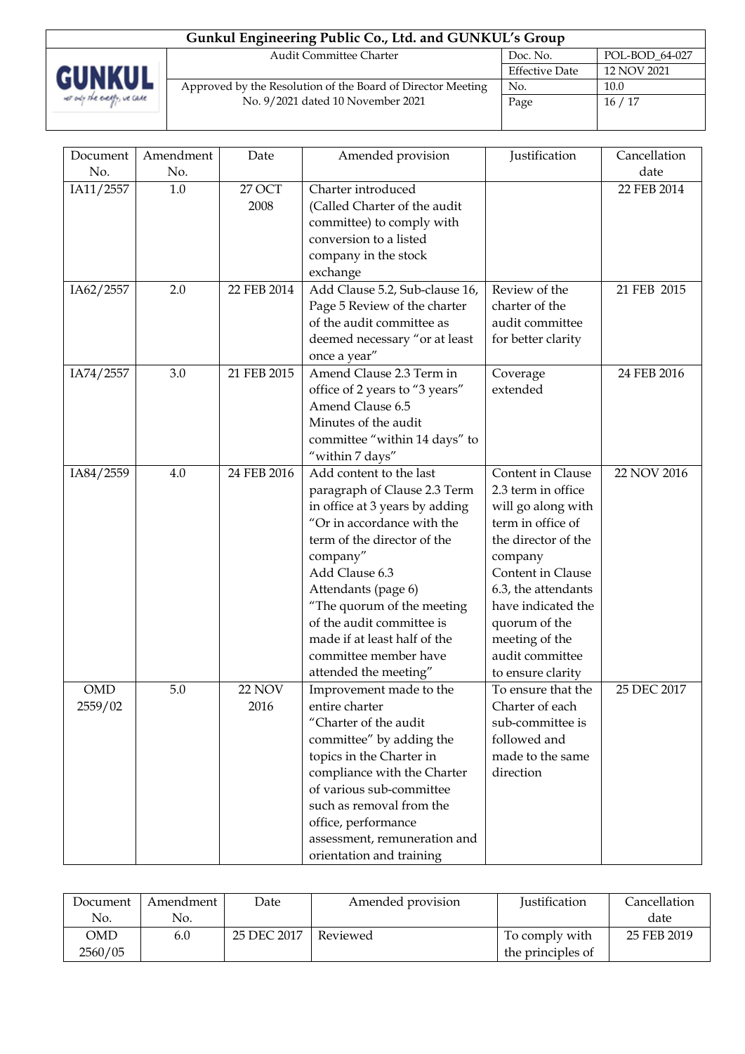| Document No. | Amendment No. | Date | Amended provision | Justification | Cancellation date |
|---|---|---|---|---|---|
| IA11/2557 | 1.0 | 27 OCT 2008 | Charter introduced (Called Charter of the audit committee) to comply with conversion to a listed company in the stock exchange | | 22 FEB 2014 |
| IA62/2557 | 2.0 | 22 FEB 2014 | Add Clause 5.2, Sub-clause 16, Page 5 Review of the charter of the audit committee as deemed necessary "or at least once a year" | Review of the charter of the audit committee for better clarity | 21 FEB 2015 |
| IA74/2557 | 3.0 | 21 FEB 2015 | Amend Clause 2.3 Term in office of 2 years to "3 years" Amend Clause 6.5 Minutes of the audit committee "within 14 days" to "within 7 days" | Coverage extended | 24 FEB 2016 |
| IA84/2559 | 4.0 | 24 FEB 2016 | Add content to the last paragraph of Clause 2.3 Term in office at 3 years by adding "Or in accordance with the term of the director of the company" Add Clause 6.3 Attendants (page 6) "The quorum of the meeting of the audit committee is made if at least half of the committee member have attended the meeting" | Content in Clause 2.3 term in office will go along with term in office of the director of the company Content in Clause 6.3, the attendants have indicated the quorum of the meeting of the audit committee to ensure clarity | 22 NOV 2016 |
| OMD 2559/02 | 5.0 | 22 NOV 2016 | Improvement made to the entire charter "Charter of the audit committee" by adding the topics in the Charter in compliance with the Charter of various sub-committee such as removal from the office, performance assessment, remuneration and orientation and training | To ensure that the Charter of each sub-committee is followed and made to the same direction | 25 DEC 2017 |

| Document No. | Amendment No. | Date | Amended provision | Justification | Cancellation date |
|---|---|---|---|---|---|
| OMD 2560/05 | 6.0 | 25 DEC 2017 | Reviewed | To comply with the principles of | 25 FEB 2019 |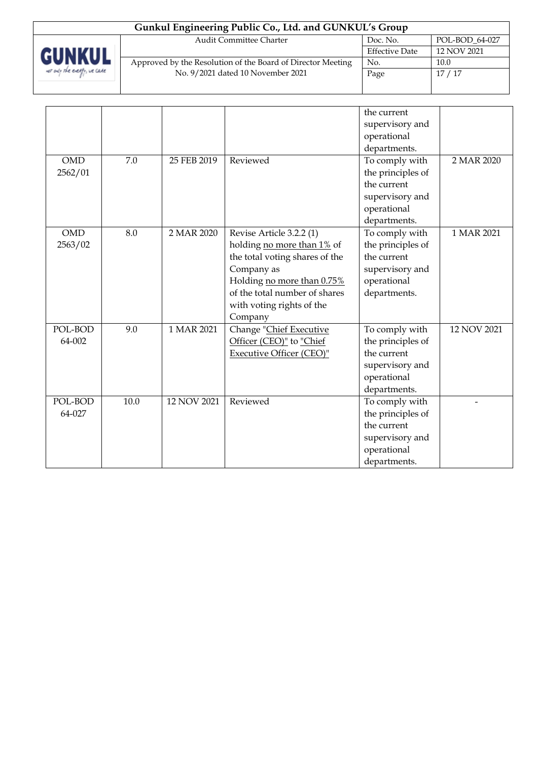| | | | | | |
|---|---|---|---|---|---|
| | | | | the current supervisory and operational departments. | |
| OMD 2562/01 | 7.0 | 25 FEB 2019 | Reviewed | To comply with the principles of the current supervisory and operational departments. | 2 MAR 2020 |
| OMD 2563/02 | 8.0 | 2 MAR 2020 | Revise Article 3.2.2 (1) holding no more than 1% of the total voting shares of the Company as Holding no more than 0.75% of the total number of shares with voting rights of the Company | To comply with the principles of the current supervisory and operational departments. | 1 MAR 2021 |
| POL-BOD 64-002 | 9.0 | 1 MAR 2021 | Change "Chief Executive Officer (CEO)" to "Chief Executive Officer (CEO)" | To comply with the principles of the current supervisory and operational departments. | 12 NOV 2021 |
| POL-BOD 64-027 | 10.0 | 12 NOV 2021 | Reviewed | To comply with the principles of the current supervisory and operational departments. | - |